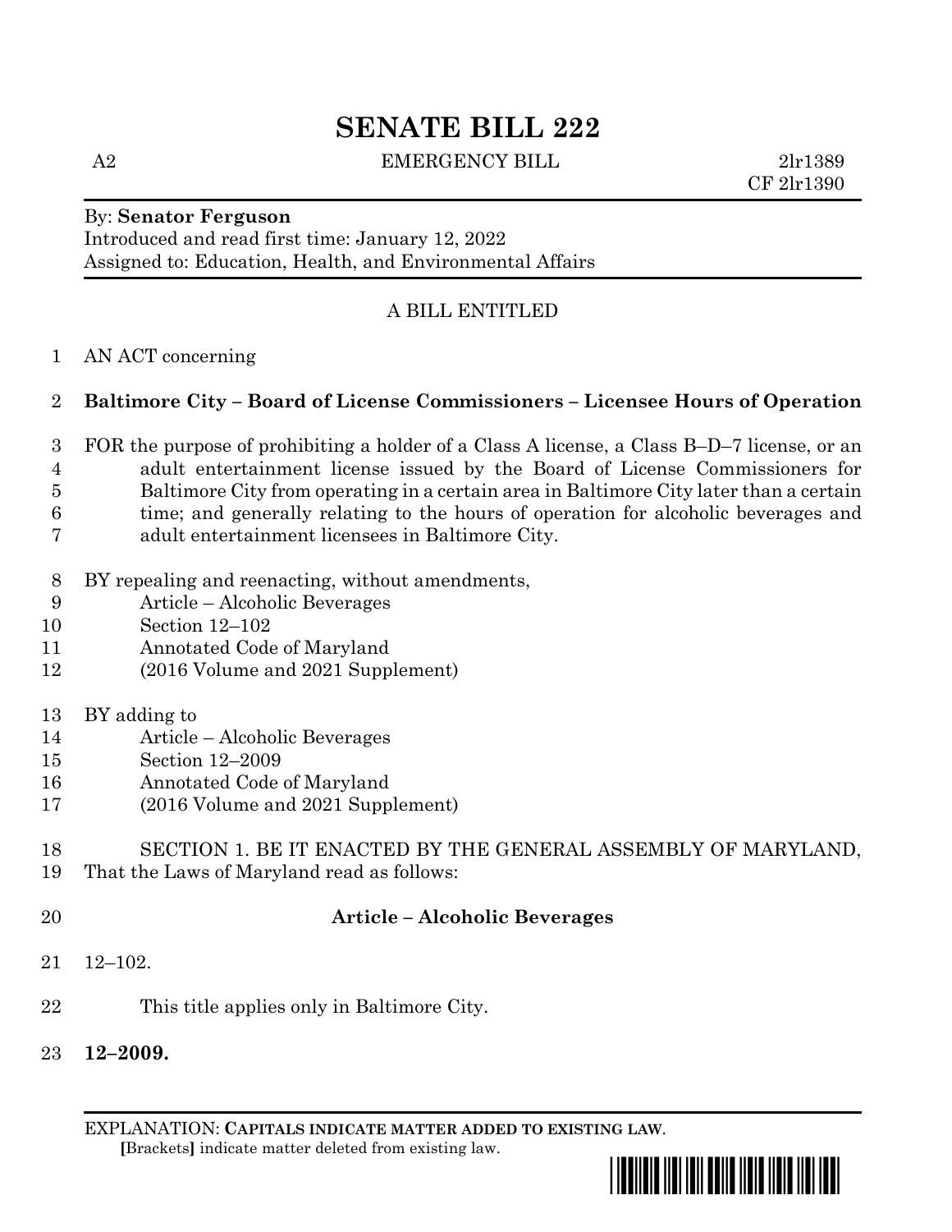# SENATE BILL 222

A2 EMERGENCY BILL 2lr1389
CF 2lr1390

By: **Senator Ferguson**
Introduced and read first time: January 12, 2022
Assigned to: Education, Health, and Environmental Affairs

A BILL ENTITLED

AN ACT concerning

**Baltimore City – Board of License Commissioners – Licensee Hours of Operation**

FOR the purpose of prohibiting a holder of a Class A license, a Class B–D–7 license, or an adult entertainment license issued by the Board of License Commissioners for Baltimore City from operating in a certain area in Baltimore City later than a certain time; and generally relating to the hours of operation for alcoholic beverages and adult entertainment licensees in Baltimore City.

BY repealing and reenacting, without amendments,
Article – Alcoholic Beverages
Section 12–102
Annotated Code of Maryland
(2016 Volume and 2021 Supplement)

BY adding to
Article – Alcoholic Beverages
Section 12–2009
Annotated Code of Maryland
(2016 Volume and 2021 Supplement)

SECTION 1. BE IT ENACTED BY THE GENERAL ASSEMBLY OF MARYLAND, That the Laws of Maryland read as follows:

**Article – Alcoholic Beverages**

12–102.

This title applies only in Baltimore City.

**12–2009.**

EXPLANATION: **CAPITALS INDICATE MATTER ADDED TO EXISTING LAW.**
**[**Brackets**]** indicate matter deleted from existing law.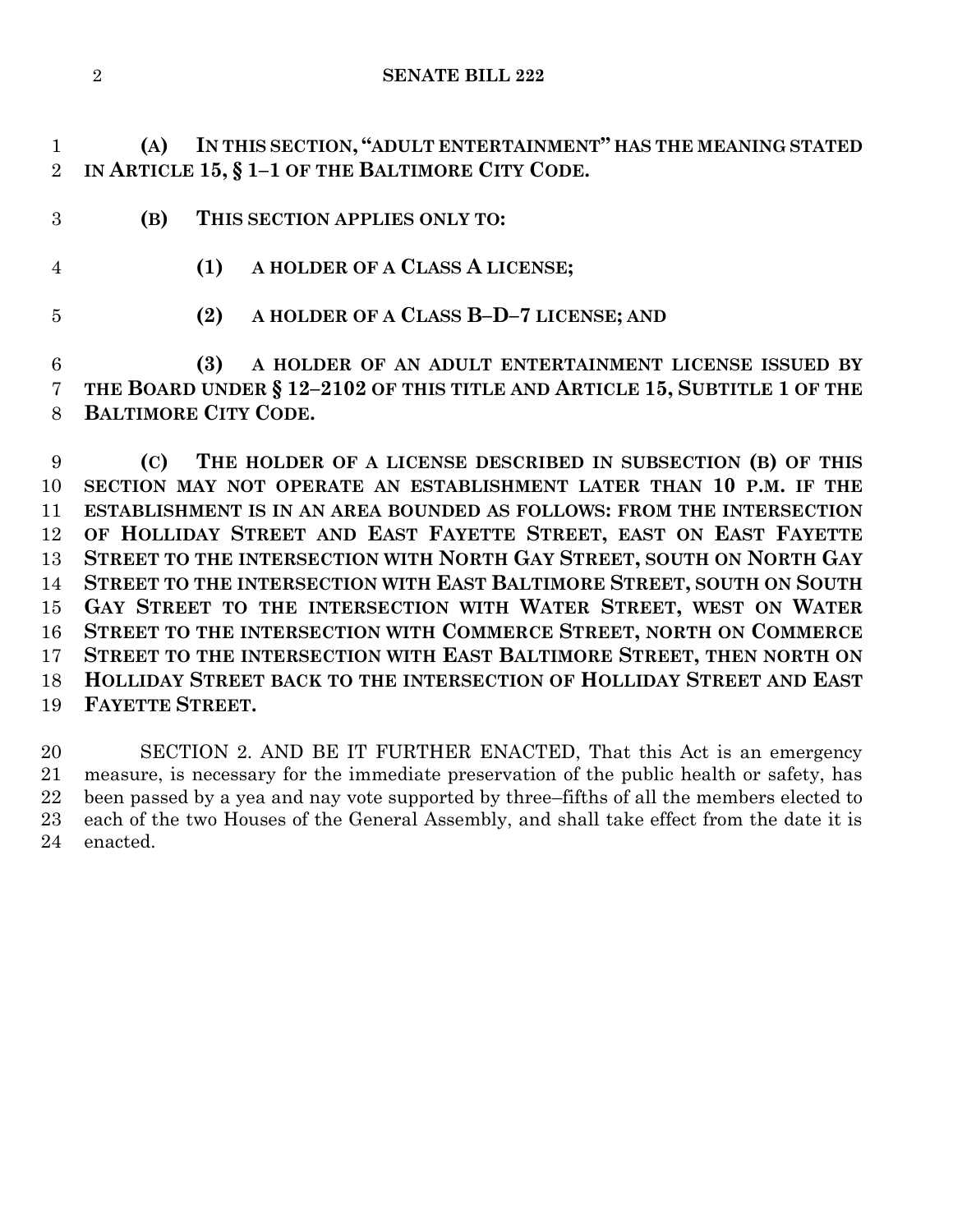**(A) IN THIS SECTION, "ADULT ENTERTAINMENT" HAS THE MEANING STATED IN ARTICLE 15, § 1–1 OF THE BALTIMORE CITY CODE.**

**(B) THIS SECTION APPLIES ONLY TO:**

**(1) A HOLDER OF A CLASS A LICENSE;**

**(2) A HOLDER OF A CLASS B–D–7 LICENSE; AND**

**(3) A HOLDER OF AN ADULT ENTERTAINMENT LICENSE ISSUED BY THE BOARD UNDER § 12–2102 OF THIS TITLE AND ARTICLE 15, SUBTITLE 1 OF THE BALTIMORE CITY CODE.**

**(C) THE HOLDER OF A LICENSE DESCRIBED IN SUBSECTION (B) OF THIS SECTION MAY NOT OPERATE AN ESTABLISHMENT LATER THAN 10 P.M. IF THE ESTABLISHMENT IS IN AN AREA BOUNDED AS FOLLOWS: FROM THE INTERSECTION OF HOLLIDAY STREET AND EAST FAYETTE STREET, EAST ON EAST FAYETTE STREET TO THE INTERSECTION WITH NORTH GAY STREET, SOUTH ON NORTH GAY STREET TO THE INTERSECTION WITH EAST BALTIMORE STREET, SOUTH ON SOUTH GAY STREET TO THE INTERSECTION WITH WATER STREET, WEST ON WATER STREET TO THE INTERSECTION WITH COMMERCE STREET, NORTH ON COMMERCE STREET TO THE INTERSECTION WITH EAST BALTIMORE STREET, THEN NORTH ON HOLLIDAY STREET BACK TO THE INTERSECTION OF HOLLIDAY STREET AND EAST FAYETTE STREET.**

SECTION 2. AND BE IT FURTHER ENACTED, That this Act is an emergency measure, is necessary for the immediate preservation of the public health or safety, has been passed by a yea and nay vote supported by three–fifths of all the members elected to each of the two Houses of the General Assembly, and shall take effect from the date it is enacted.